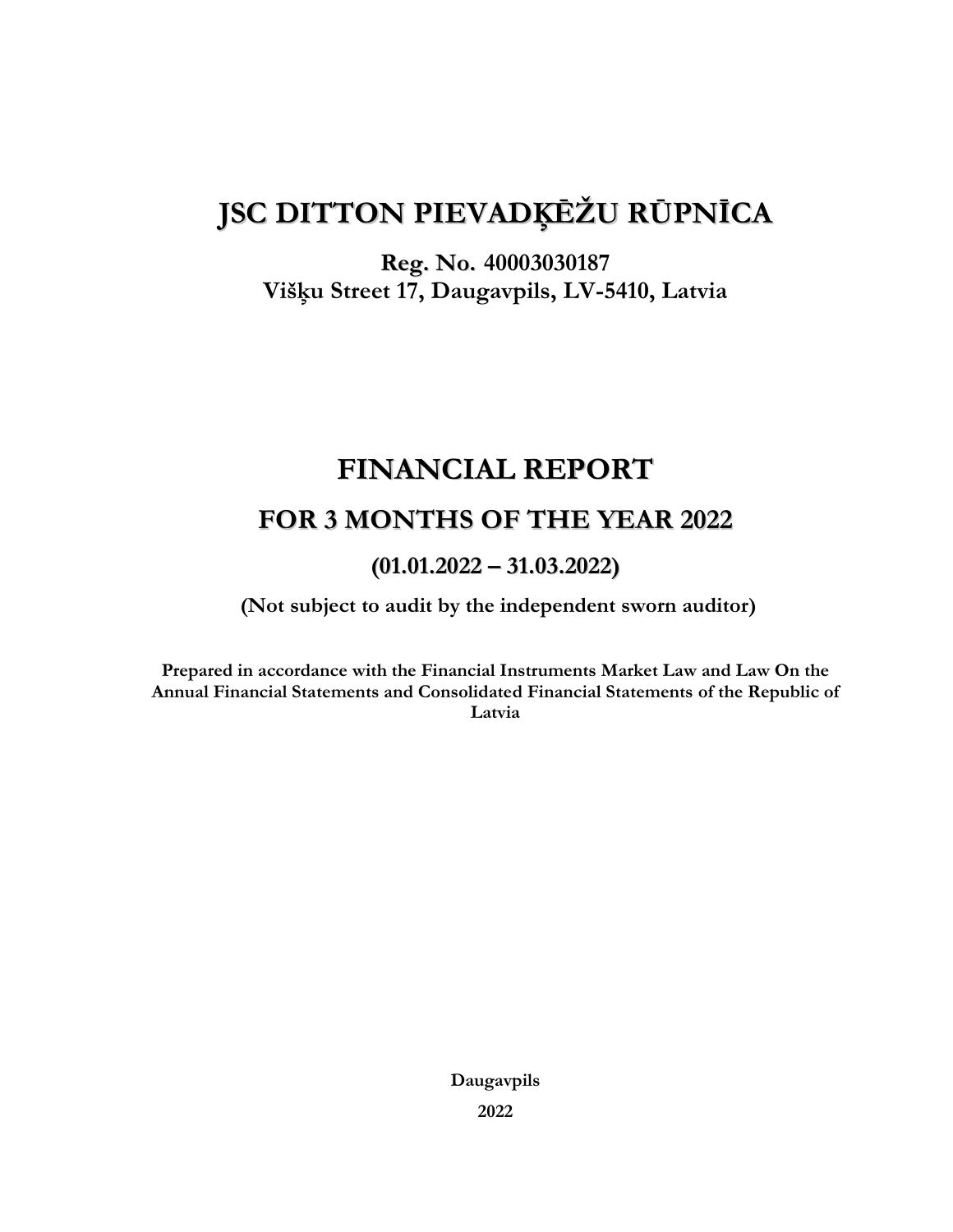# JSC DITTON PIEVADĶĒŽU RŪPNĪCA

**Reg. No. 40003030187**
**Višķu Street 17, Daugavpils, LV-5410, Latvia**

# FINANCIAL REPORT

## FOR 3 MONTHS OF THE YEAR 2022

### (01.01.2022 – 31.03.2022)

**(Not subject to audit by the independent sworn auditor)**

**Prepared in accordance with the Financial Instruments Market Law and Law On the Annual Financial Statements and Consolidated Financial Statements of the Republic of Latvia**

**Daugavpils**

**2022**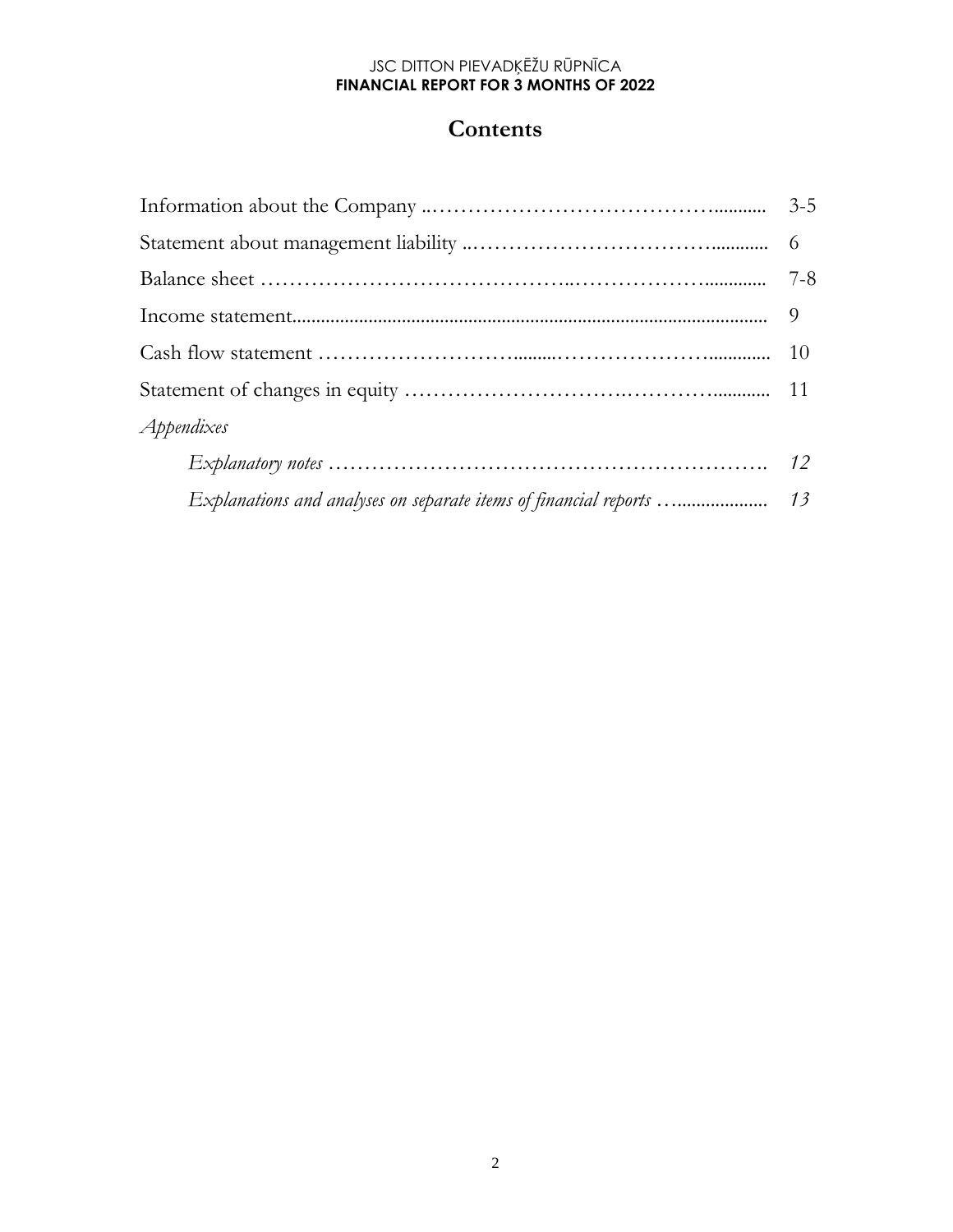# Contents

| | |
|---|---|
| Information about the Company | 3-5 |
| Statement about management liability | 6 |
| Balance sheet | 7-8 |
| Income statement | 9 |
| Cash flow statement | 10 |
| Statement of changes in equity | 11 |
| *Appendixes* | |
| *Explanatory notes* | *12* |
| *Explanations and analyses on separate items of financial reports* | *13* |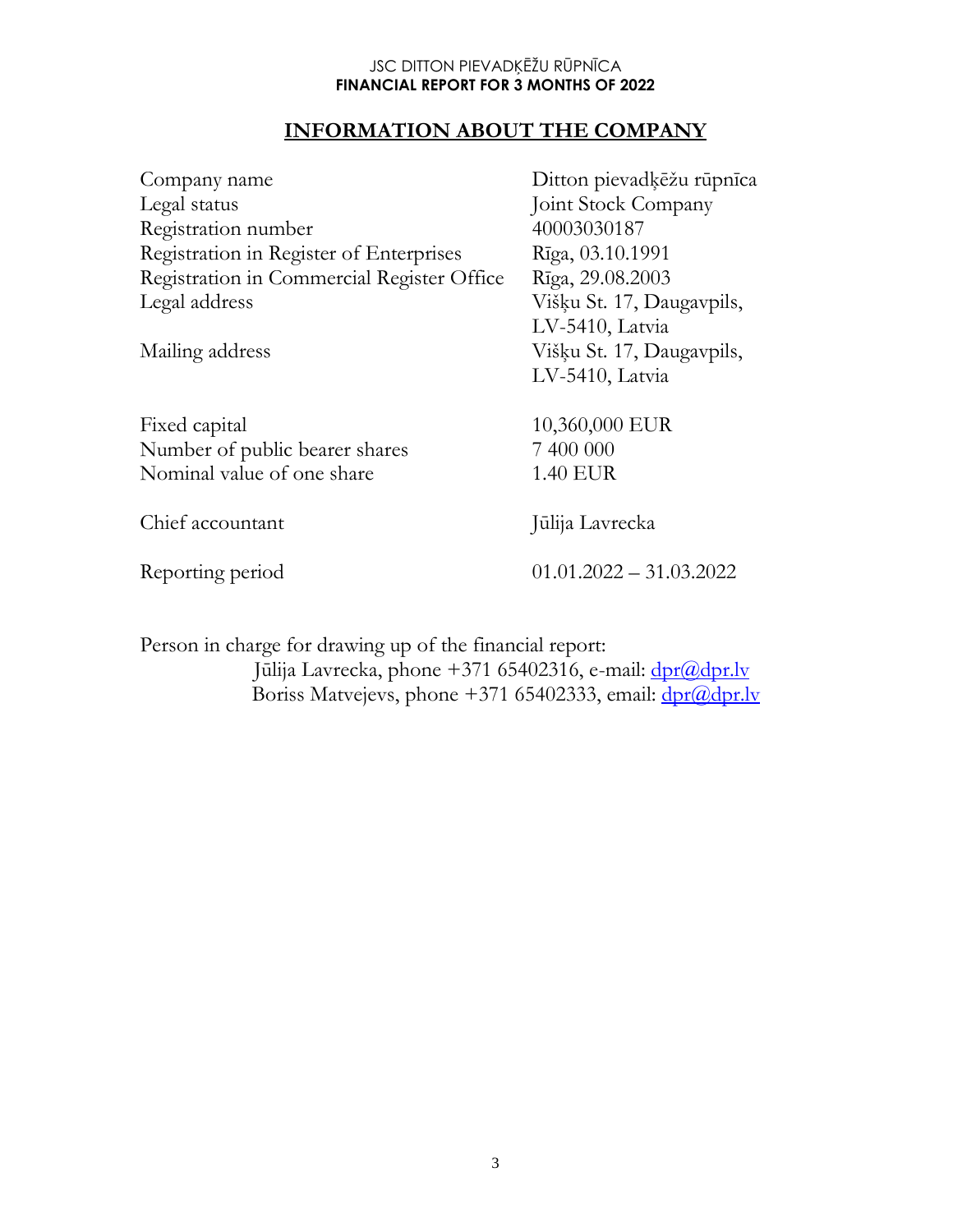# INFORMATION ABOUT THE COMPANY

| | |
|---|---|
| Company name | Ditton pievadķēžu rūpnīca |
| Legal status | Joint Stock Company |
| Registration number | 40003030187 |
| Registration in Register of Enterprises | Rīga, 03.10.1991 |
| Registration in Commercial Register Office | Rīga, 29.08.2003 |
| Legal address | Višķu St. 17, Daugavpils, LV-5410, Latvia |
| Mailing address | Višķu St. 17, Daugavpils, LV-5410, Latvia |
| Fixed capital | 10,360,000 EUR |
| Number of public bearer shares | 7 400 000 |
| Nominal value of one share | 1.40 EUR |
| Chief accountant | Jūlija Lavrecka |
| Reporting period | 01.01.2022 – 31.03.2022 |

Person in charge for drawing up of the financial report:

Jūlija Lavrecka, phone +371 65402316, e-mail: dpr@dpr.lv

Boriss Matvejevs, phone +371 65402333, email: dpr@dpr.lv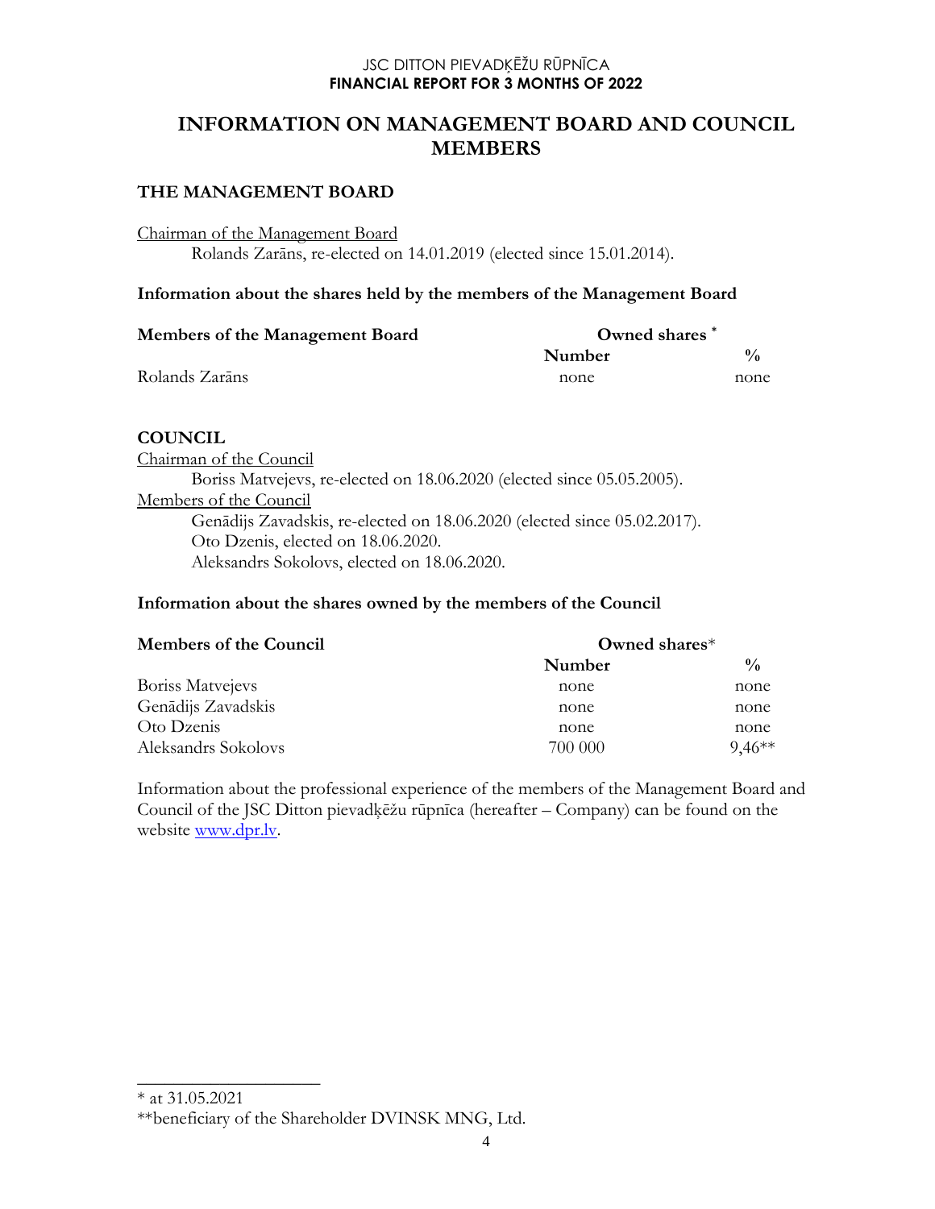# INFORMATION ON MANAGEMENT BOARD AND COUNCIL MEMBERS

## THE MANAGEMENT BOARD

Chairman of the Management Board

Rolands Zarāns, re-elected on 14.01.2019 (elected since 15.01.2014).

### Information about the shares held by the members of the Management Board

| Members of the Management Board | Owned shares * | |
|---|---|---|
| | Number | % |
| Rolands Zarāns | none | none |

## COUNCIL

Chairman of the Council

Boriss Matvejevs, re-elected on 18.06.2020 (elected since 05.05.2005).

Members of the Council

Genādijs Zavadskis, re-elected on 18.06.2020 (elected since 05.02.2017).
Oto Dzenis, elected on 18.06.2020.
Aleksandrs Sokolovs, elected on 18.06.2020.

### Information about the shares owned by the members of the Council

| Members of the Council | Owned shares* | |
|---|---|---|
| | Number | % |
| Boriss Matvejevs | none | none |
| Genādijs Zavadskis | none | none |
| Oto Dzenis | none | none |
| Aleksandrs Sokolovs | 700 000 | 9,46** |

Information about the professional experience of the members of the Management Board and Council of the JSC Ditton pievadķēžu rūpnīca (hereafter – Company) can be found on the website www.dpr.lv.

* at 31.05.2021

**beneficiary of the Shareholder DVINSK MNG, Ltd.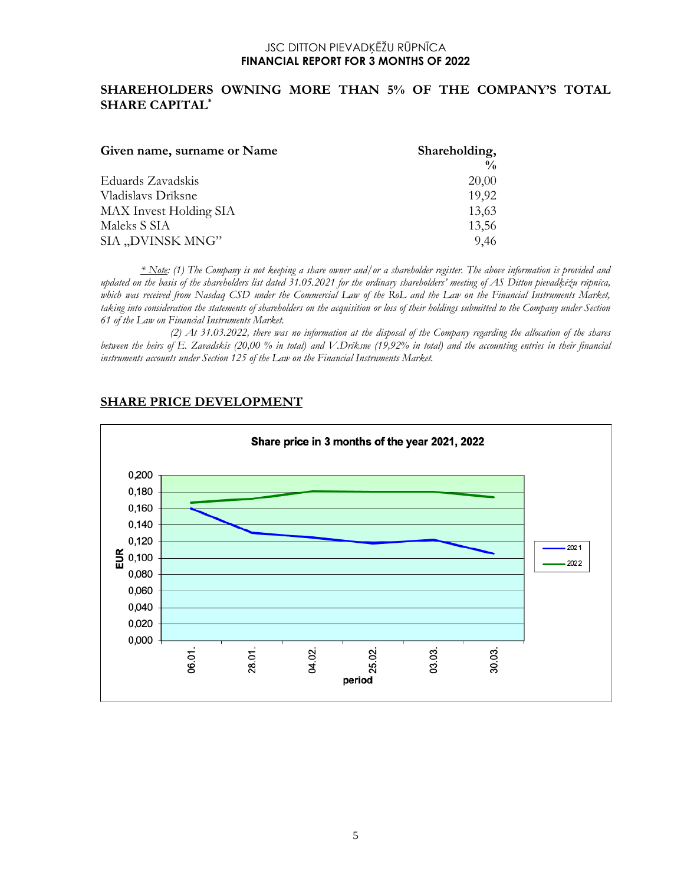## SHAREHOLDERS OWNING MORE THAN 5% OF THE COMPANY'S TOTAL SHARE CAPITAL*

| Given name, surname or Name | Shareholding, % |
|---|---|
| Eduards Zavadskis | 20,00 |
| Vladislavs Drīksne | 19,92 |
| MAX Invest Holding SIA | 13,63 |
| Maleks S SIA | 13,56 |
| SIA „DVINSK MNG" | 9,46 |

*\* Note: (1) The Company is not keeping a share owner and/or a shareholder register. The above information is provided and updated on the basis of the shareholders list dated 31.05.2021 for the ordinary shareholders' meeting of AS Ditton pievadķēžu rūpnica, which was received from Nasdaq CSD under the Commercial Law of the RoL and the Law on the Financial Instruments Market, taking into consideration the statements of shareholders on the acquisition or loss of their holdings submitted to the Company under Section 61 of the Law on Financial Instruments Market.*

*(2) At 31.03.2022, there was no information at the disposal of the Company regarding the allocation of the shares between the heirs of E. Zavadskis (20,00 % in total) and V.Drīksne (19,92% in total) and the accounting entries in their financial instruments accounts under Section 125 of the Law on the Financial Instruments Market.*

## SHARE PRICE DEVELOPMENT

**Share price in 3 months of the year 2021, 2022**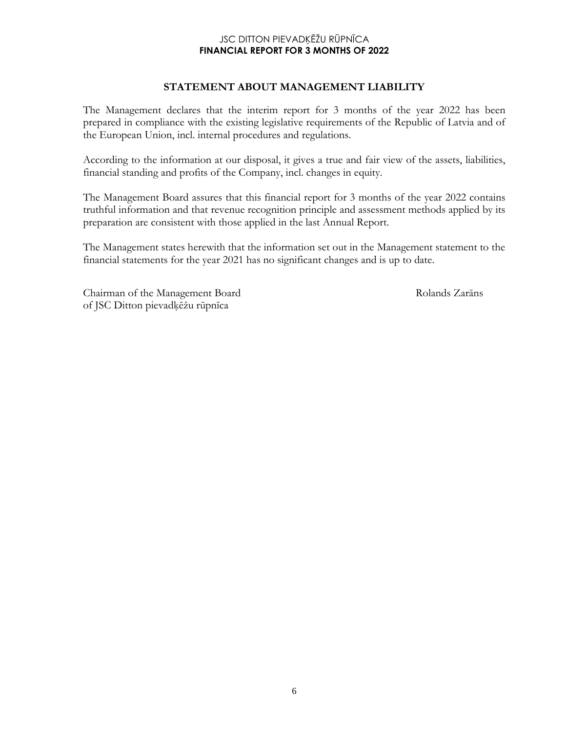## STATEMENT ABOUT MANAGEMENT LIABILITY

The Management declares that the interim report for 3 months of the year 2022 has been prepared in compliance with the existing legislative requirements of the Republic of Latvia and of the European Union, incl. internal procedures and regulations.

According to the information at our disposal, it gives a true and fair view of the assets, liabilities, financial standing and profits of the Company, incl. changes in equity.

The Management Board assures that this financial report for 3 months of the year 2022 contains truthful information and that revenue recognition principle and assessment methods applied by its preparation are consistent with those applied in the last Annual Report.

The Management states herewith that the information set out in the Management statement to the financial statements for the year 2021 has no significant changes and is up to date.

Chairman of the Management Board
of JSC Ditton pievadķēžu rūpnīca

Rolands Zarāns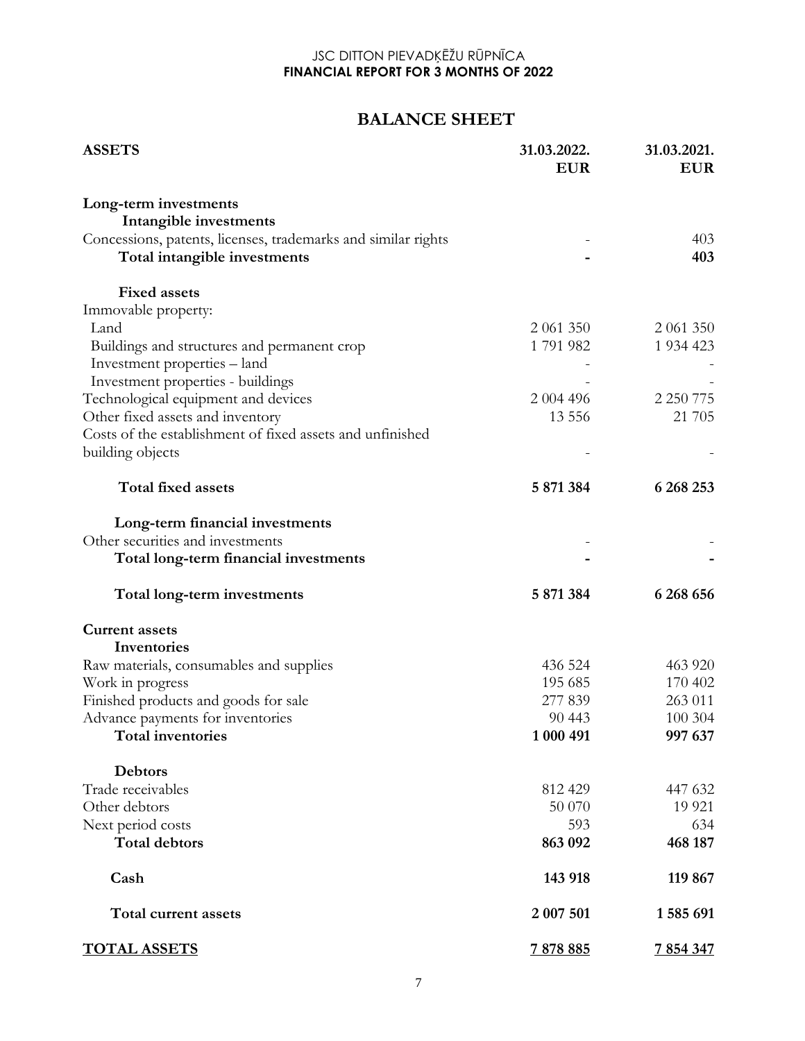JSC DITTON PIEVADĶĒŽU RŪPNĪCA
**FINANCIAL REPORT FOR 3 MONTHS OF 2022**

# BALANCE SHEET

| ASSETS | 31.03.2022. EUR | 31.03.2021. EUR |
|---|---|---|
| **Long-term investments** | | |
| **Intangible investments** | | |
| Concessions, patents, licenses, trademarks and similar rights | - | 403 |
| **Total intangible investments** | **-** | **403** |
| **Fixed assets** | | |
| Immovable property: | | |
| Land | 2 061 350 | 2 061 350 |
| Buildings and structures and permanent crop | 1 791 982 | 1 934 423 |
| Investment properties – land | - | - |
| Investment properties - buildings | - | - |
| Technological equipment and devices | 2 004 496 | 2 250 775 |
| Other fixed assets and inventory | 13 556 | 21 705 |
| Costs of the establishment of fixed assets and unfinished building objects | - | - |
| **Total fixed assets** | **5 871 384** | **6 268 253** |
| **Long-term financial investments** | | |
| Other securities and investments | - | - |
| **Total long-term financial investments** | **-** | **-** |
| **Total long-term investments** | **5 871 384** | **6 268 656** |
| **Current assets** | | |
| **Inventories** | | |
| Raw materials, consumables and supplies | 436 524 | 463 920 |
| Work in progress | 195 685 | 170 402 |
| Finished products and goods for sale | 277 839 | 263 011 |
| Advance payments for inventories | 90 443 | 100 304 |
| **Total inventories** | **1 000 491** | **997 637** |
| **Debtors** | | |
| Trade receivables | 812 429 | 447 632 |
| Other debtors | 50 070 | 19 921 |
| Next period costs | 593 | 634 |
| **Total debtors** | **863 092** | **468 187** |
| **Cash** | **143 918** | **119 867** |
| **Total current assets** | **2 007 501** | **1 585 691** |
| **TOTAL ASSETS** | **7 878 885** | **7 854 347** |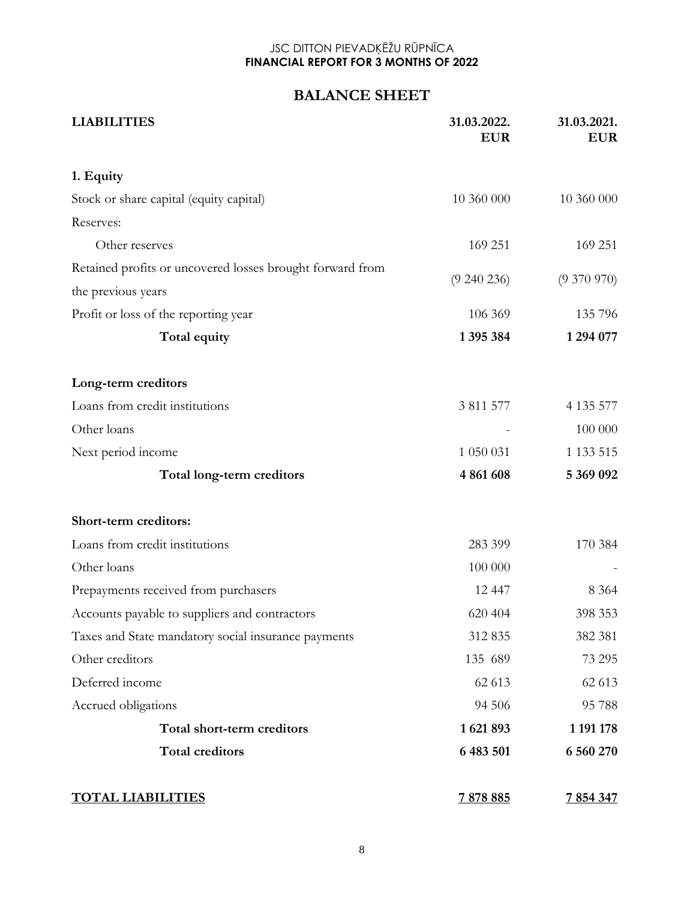JSC DITTON PIEVADĶĒŽU RŪPNĪCA
**FINANCIAL REPORT FOR 3 MONTHS OF 2022**

# BALANCE SHEET

| LIABILITIES | 31.03.2022. EUR | 31.03.2021. EUR |
|---|---|---|
| **1. Equity** | | |
| Stock or share capital (equity capital) | 10 360 000 | 10 360 000 |
| Reserves: | | |
| Other reserves | 169 251 | 169 251 |
| Retained profits or uncovered losses brought forward from the previous years | (9 240 236) | (9 370 970) |
| Profit or loss of the reporting year | 106 369 | 135 796 |
| **Total equity** | **1 395 384** | **1 294 077** |
| **Long-term creditors** | | |
| Loans from credit institutions | 3 811 577 | 4 135 577 |
| Other loans | - | 100 000 |
| Next period income | 1 050 031 | 1 133 515 |
| **Total long-term creditors** | **4 861 608** | **5 369 092** |
| **Short-term creditors:** | | |
| Loans from credit institutions | 283 399 | 170 384 |
| Other loans | 100 000 | - |
| Prepayments received from purchasers | 12 447 | 8 364 |
| Accounts payable to suppliers and contractors | 620 404 | 398 353 |
| Taxes and State mandatory social insurance payments | 312 835 | 382 381 |
| Other creditors | 135 689 | 73 295 |
| Deferred income | 62 613 | 62 613 |
| Accrued obligations | 94 506 | 95 788 |
| **Total short-term creditors** | **1 621 893** | **1 191 178** |
| **Total creditors** | **6 483 501** | **6 560 270** |
| **TOTAL LIABILITIES** | **7 878 885** | **7 854 347** |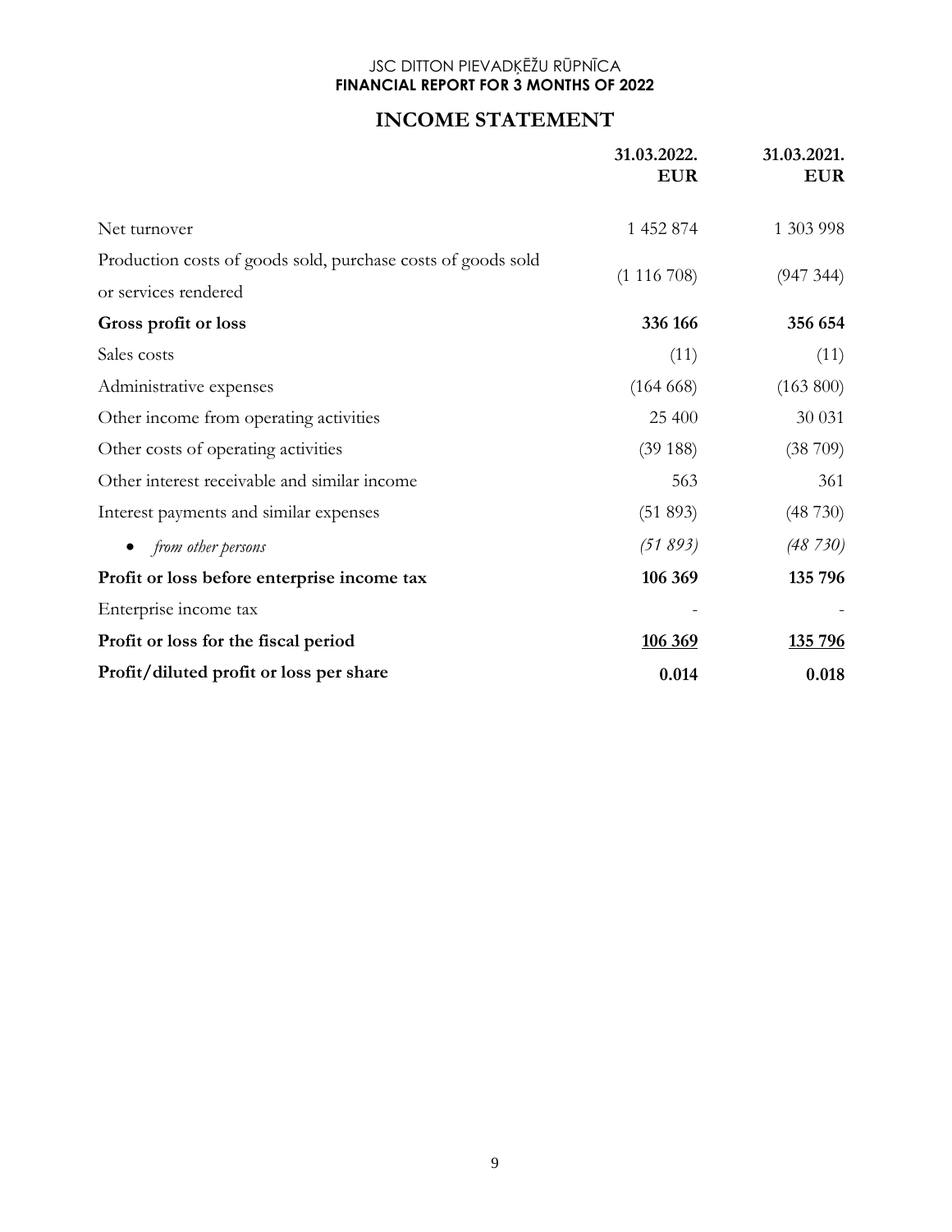JSC DITTON PIEVADĶĒŽU RŪPNĪCA
**FINANCIAL REPORT FOR 3 MONTHS OF 2022**

# INCOME STATEMENT

| | 31.03.2022. EUR | 31.03.2021. EUR |
|---|---|---|
| Net turnover | 1 452 874 | 1 303 998 |
| Production costs of goods sold, purchase costs of goods sold or services rendered | (1 116 708) | (947 344) |
| **Gross profit or loss** | **336 166** | **356 654** |
| Sales costs | (11) | (11) |
| Administrative expenses | (164 668) | (163 800) |
| Other income from operating activities | 25 400 | 30 031 |
| Other costs of operating activities | (39 188) | (38 709) |
| Other interest receivable and similar income | 563 | 361 |
| Interest payments and similar expenses | (51 893) | (48 730) |
| • *from other persons* | *(51 893)* | *(48 730)* |
| **Profit or loss before enterprise income tax** | **106 369** | **135 796** |
| Enterprise income tax | - | - |
| **Profit or loss for the fiscal period** | **106 369** | **135 796** |
| **Profit/diluted profit or loss per share** | **0.014** | **0.018** |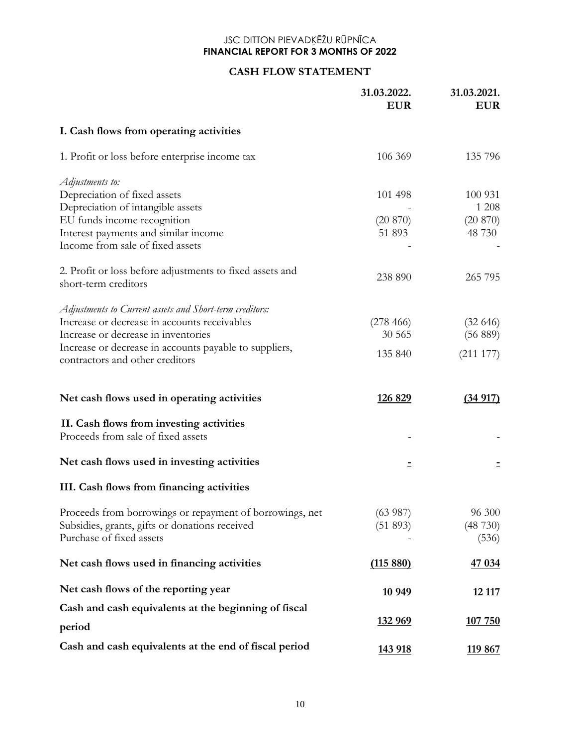JSC DITTON PIEVADĶĒŽU RŪPNĪCA
**FINANCIAL REPORT FOR 3 MONTHS OF 2022**

## CASH FLOW STATEMENT

| | 31.03.2022. EUR | 31.03.2021. EUR |
|---|---|---|
| **I. Cash flows from operating activities** | | |
| 1. Profit or loss before enterprise income tax | 106 369 | 135 796 |
| *Adjustments to:* | | |
| Depreciation of fixed assets | 101 498 | 100 931 |
| Depreciation of intangible assets | - | 1 208 |
| EU funds income recognition | (20 870) | (20 870) |
| Interest payments and similar income | 51 893 | 48 730 |
| Income from sale of fixed assets | - | - |
| 2. Profit or loss before adjustments to fixed assets and short-term creditors | 238 890 | 265 795 |
| *Adjustments to Current assets and Short-term creditors:* | | |
| Increase or decrease in accounts receivables | (278 466) | (32 646) |
| Increase or decrease in inventories | 30 565 | (56 889) |
| Increase or decrease in accounts payable to suppliers, contractors and other creditors | 135 840 | (211 177) |
| **Net cash flows used in operating activities** | **126 829** | **(34 917)** |
| **II. Cash flows from investing activities** | | |
| Proceeds from sale of fixed assets | - | - |
| **Net cash flows used in investing activities** | **-** | **-** |
| **III. Cash flows from financing activities** | | |
| Proceeds from borrowings or repayment of borrowings, net | (63 987) | 96 300 |
| Subsidies, grants, gifts or donations received | (51 893) | (48 730) |
| Purchase of fixed assets | - | (536) |
| **Net cash flows used in financing activities** | **(115 880)** | **47 034** |
| **Net cash flows of the reporting year** | **10 949** | **12 117** |
| **Cash and cash equivalents at the beginning of fiscal period** | **132 969** | **107 750** |
| **Cash and cash equivalents at the end of fiscal period** | **143 918** | **119 867** |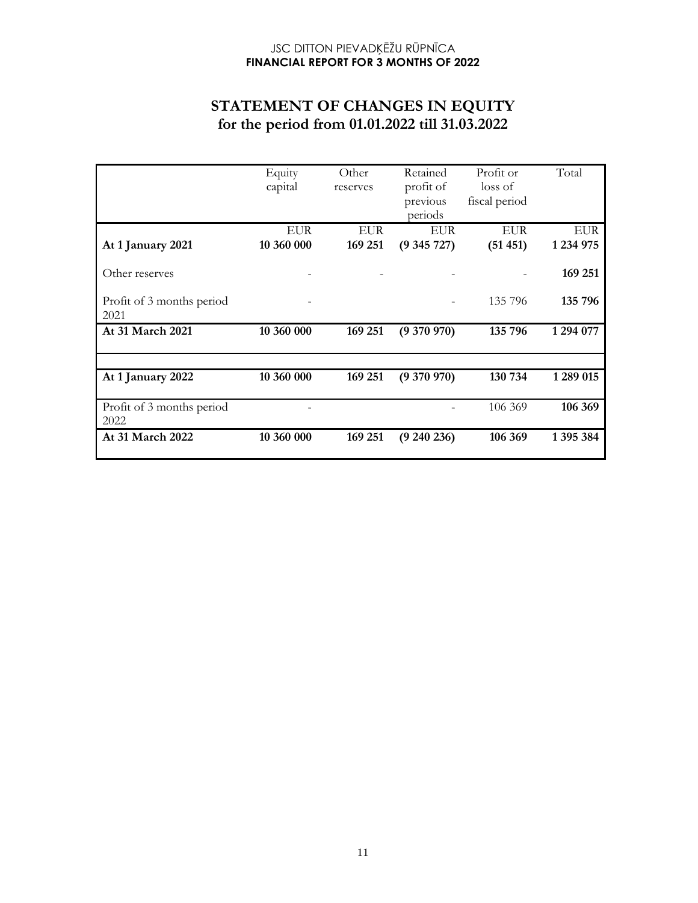# STATEMENT OF CHANGES IN EQUITY
## for the period from 01.01.2022 till 31.03.2022

| | Equity capital | Other reserves | Retained profit of previous periods | Profit or loss of fiscal period | Total |
|---|---|---|---|---|---|
| | EUR | EUR | EUR | EUR | EUR |
| **At 1 January 2021** | **10 360 000** | **169 251** | **(9 345 727)** | **(51 451)** | **1 234 975** |
| Other reserves | - | - | - | - | **169 251** |
| Profit of 3 months period 2021 | - | | - | 135 796 | **135 796** |
| **At 31 March 2021** | **10 360 000** | **169 251** | **(9 370 970)** | **135 796** | **1 294 077** |
| | | | | | |
| **At 1 January 2022** | **10 360 000** | **169 251** | **(9 370 970)** | **130 734** | **1 289 015** |
| Profit of 3 months period 2022 | - | | - | 106 369 | **106 369** |
| **At 31 March 2022** | **10 360 000** | **169 251** | **(9 240 236)** | **106 369** | **1 395 384** |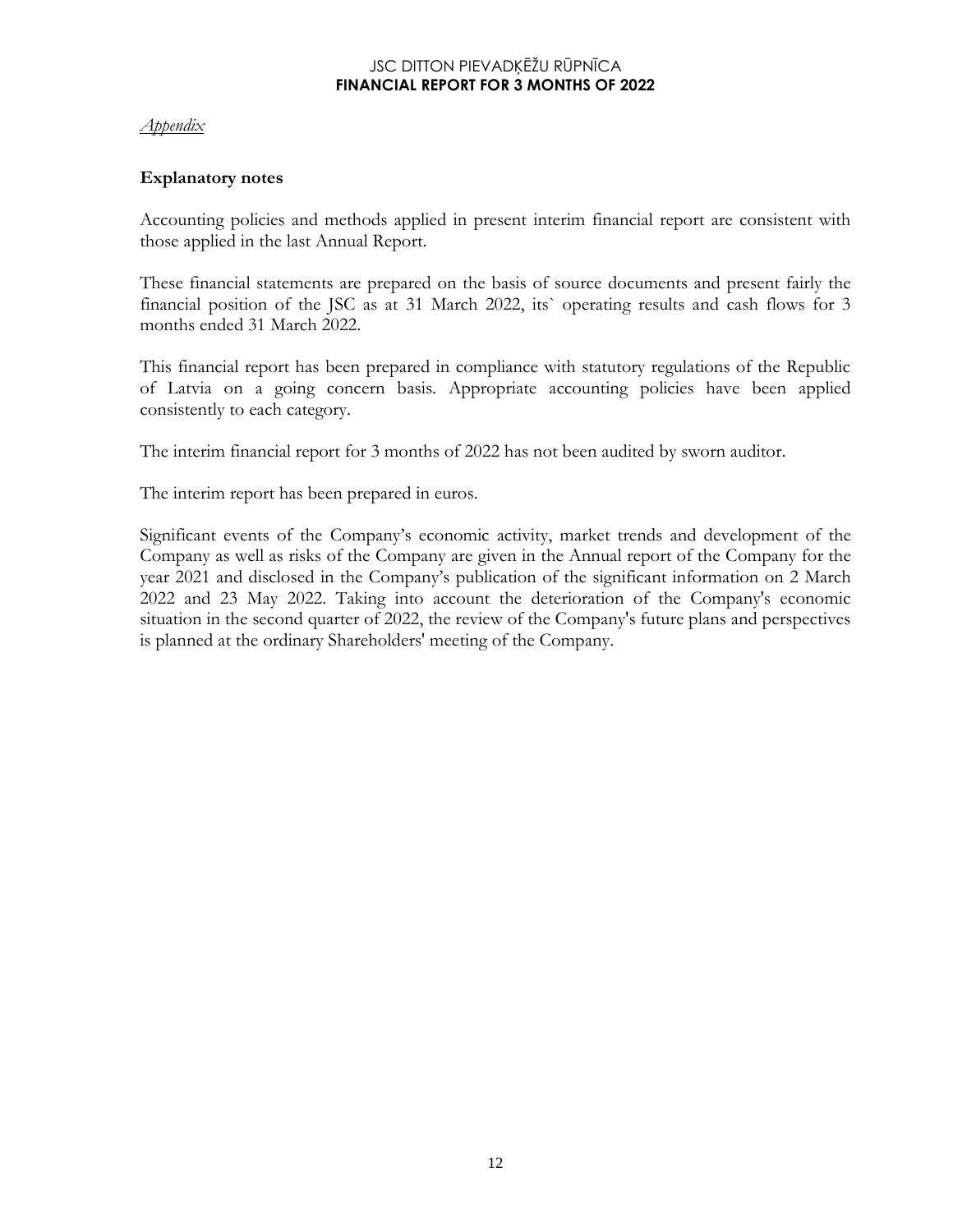*Appendix*

## Explanatory notes

Accounting policies and methods applied in present interim financial report are consistent with those applied in the last Annual Report.

These financial statements are prepared on the basis of source documents and present fairly the financial position of the JSC as at 31 March 2022, its` operating results and cash flows for 3 months ended 31 March 2022.

This financial report has been prepared in compliance with statutory regulations of the Republic of Latvia on a going concern basis. Appropriate accounting policies have been applied consistently to each category.

The interim financial report for 3 months of 2022 has not been audited by sworn auditor.

The interim report has been prepared in euros.

Significant events of the Company's economic activity, market trends and development of the Company as well as risks of the Company are given in the Annual report of the Company for the year 2021 and disclosed in the Company's publication of the significant information on 2 March 2022 and 23 May 2022. Taking into account the deterioration of the Company's economic situation in the second quarter of 2022, the review of the Company's future plans and perspectives is planned at the ordinary Shareholders' meeting of the Company.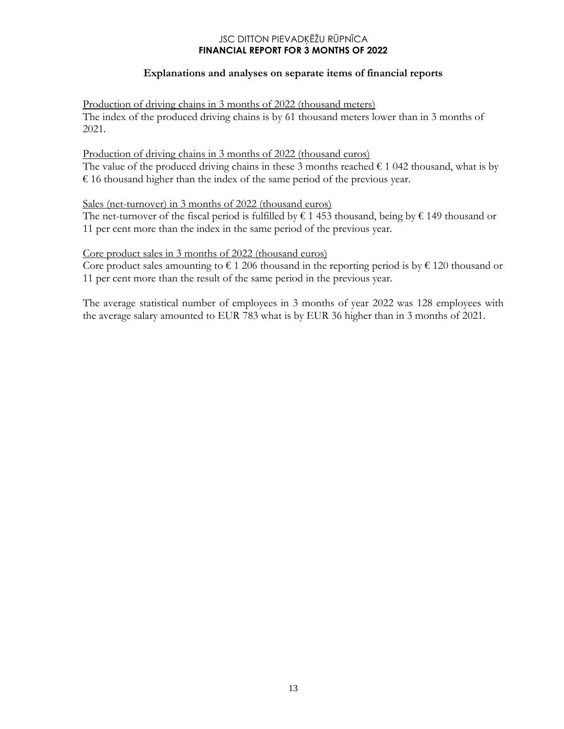## Explanations and analyses on separate items of financial reports

Production of driving chains in 3 months of 2022 (thousand meters)
The index of the produced driving chains is by 61 thousand meters lower than in 3 months of 2021.

Production of driving chains in 3 months of 2022 (thousand euros)
The value of the produced driving chains in these 3 months reached € 1 042 thousand, what is by € 16 thousand higher than the index of the same period of the previous year.

Sales (net-turnover) in 3 months of 2022 (thousand euros)
The net-turnover of the fiscal period is fulfilled by € 1 453 thousand, being by € 149 thousand or 11 per cent more than the index in the same period of the previous year.

Core product sales in 3 months of 2022 (thousand euros)
Core product sales amounting to € 1 206 thousand in the reporting period is by € 120 thousand or 11 per cent more than the result of the same period in the previous year.

The average statistical number of employees in 3 months of year 2022 was 128 employees with the average salary amounted to EUR 783 what is by EUR 36 higher than in 3 months of 2021.